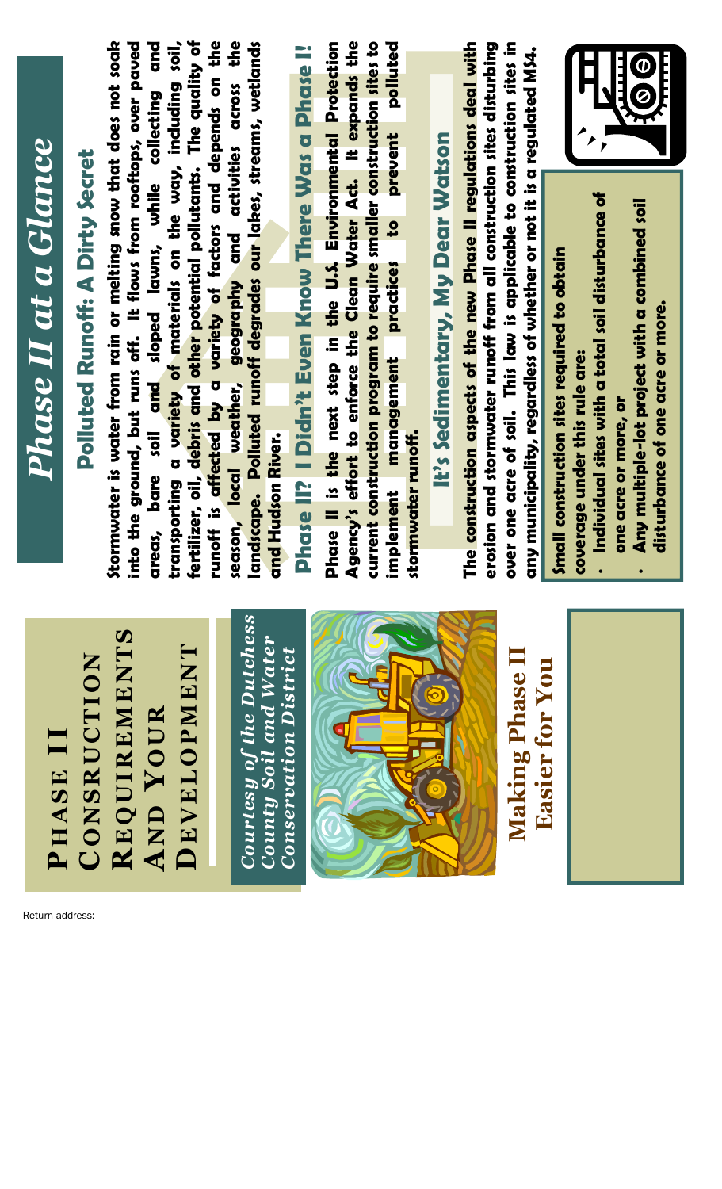Return address:

# Phase II Consruction Requirements and Your Development

*Courtesy of the Dutchess County Soil and Water Conservation District*

## Making Phase II Easier for You

# Phase II at a Glance

## Polluted Runoff: A Dirty Secret

Stormwater is water from rain or melting snow that does not soak into the ground, but runs off. It flows from rooftops, over paved areas, bare soil and sloped lawns, while collecting and transporting a variety of materials on the way, including soil, fertilizer, oil, debris and other potential pollutants. The quality of runoff is affected by a variety of factors and depends on the season, local weather, geography and activities across the landscape. Polluted runoff degrades our lakes, streams, wetlands and Hudson River.

## Phase II? I Didn't Even Know There Was a Phase I!

Phase II is the next step in the U.S. Environmental Protection Agency's effort to enforce the Clean Water Act. It expands the current construction program to require smaller construction sites to implement management practices to prevent polluted stormwater runoff.

## It's Sedimentary, My Dear Watson

The construction aspects of the new Phase II regulations deal with erosion and stormwater runoff from all construction sites disturbing over one acre of soil. This law is applicable to construction sites in any municipality, regardless of whether or not it is a regulated MS4.

Small construction sites required to obtain coverage under this rule are:

- Individual sites with a total soil disturbance of one acre or more, or
- Any multiple-lot project with a combined soil disturbance of one acre or more.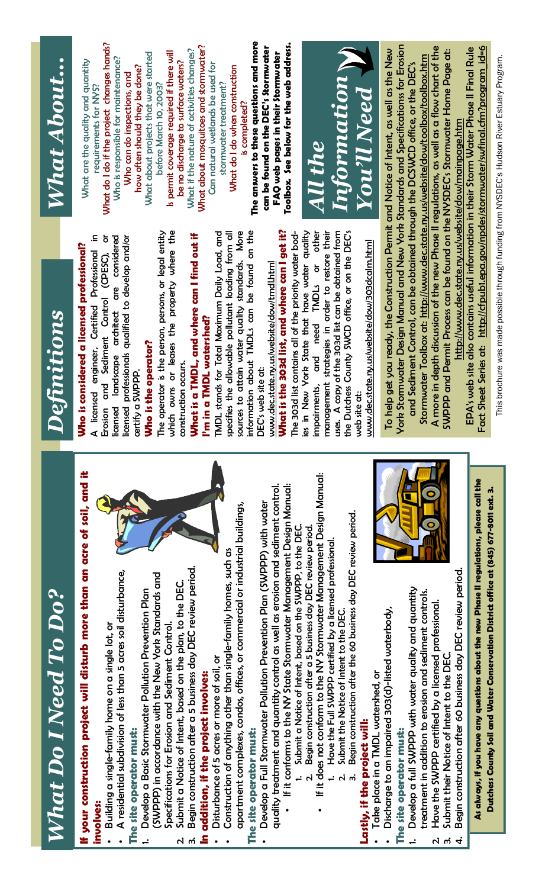# What Do I Need To Do?

**If your construction project will disturb more than an acre of soil, and it involves:**

- Building a single-family home on a single lot, or
- A residential subdivision of less than 5 acres soil disturbance,

**The site operator must:**

1. Develop a Basic Stormwater Pollution Prevention Plan (SWPPP) in accordance with the New York Standards and Specifications for Erosion and Sediment Control.
2. Submit a Notice of Intent, based on the plan, to the DEC.
3. Begin construction after a 5 business day DEC review period.

**In addition, if the project involves:**

- Disturbance of 5 acres or more of soil, or
- Construction of anything other than single-family homes, such as apartment complexes, condos, offices, or commercial or industrial buildings,

**The site operator must:**

- Develop a Full Stormwater Pollution Prevention Plan (SWPPP) with water quality treatment and quantity control as well as erosion and sediment control.
  - If it conforms to the NY State Stormwater Management Design Manual:
    1. Submit a Notice of Intent, based on the SWPPP, to the DEC.
    2. Begin construction after a 5 business day DEC review period.
  - If it does not conform to the NY State Stormwater Management Design Manual:
    1. Have the Full SWPPP certified by a licensed professional.
    2. Submit the Notice of Intent to the DEC.
    3. Begin construction after the 60 business day DEC review period.

**Lastly, if the project will:**

- Take place in a TMDL watershed, or
- Discharge to an impaired 303(d)-listed waterbody,

**The site operator must:**

1. Develop a full SWPPP with water quality and quantity treatment in addition to erosion and sediment controls.
2. Have the SWPPP certified by a licensed professional.
3. Submit their Notice of Intent to the DEC.
4. Begin construction after 60 business day DEC review period.

**At always, if you have any questions about the new Phase II regulations, please call the Dutchess County Soil and Water Conservation District office at (845) 677-8011 ext. 3.**

# Definitions

**Who is considered a licensed professional?**

A licensed engineer, Certified Professional in Erosion and Sediment Control (CPESC), or licensed landscape architect are considered licensed professionals qualified to develop and/or certify a SWPPP.

**Who is the operator?**

The operator is the person, persons, or legal entity which owns or leases the property where the construction occurs.

**What is a TMDL, and where can I find out if I'm in a TMDL watershed?**

TMDL stands for Total Maximum Daily Load, and specifies the allowable pollutant loading from all sources to attain water quality standards. More information about TMDLs can be found on the DEC's web site at:
www.dec.state.ny.us/website/dow/tmdl.html

**What is the 303d list, and where can I get it?**

The 303d list contains all of the priority water bodies in New York State that have water quality impairments, and need TMDLs or other management strategies in order to restore their uses. A copy of the 303d list can be obtained from the Dutchess County SWCD office, or on the DEC's web site at:
www.dec.state.ny.us/website/dow/303dcalm.html

# What About...

What are the quality and quantity requirements for NYS?

What do I do if the project changes hands?

Who is responsible for maintenance?

Who can do inspections, and how often should they be done?

What about projects that were started before March 10, 2003?

Is permit coverage required if there will be no discharge to surface waters?

What if the nature of activities changes?

What about mosquitoes and stormwater?

Can natural wetlands be used for stormwater treatment?

What do I do when construction is completed?

**The answers to these questions and more can be found on the DEC's Stormwater FAQ web pages in their Stormwater Toolbox. See below for the web address.**

# All the Information You'll Need

To help get you ready, the Construction Permit and Notice of Intent, as well as the New York Stormwater Design Manual and New York Standards and Specifications for Erosion and Sediment Control, can be obtained through the DCSWCD office, or the DEC's Stormwater Toolbox at: http://www.dec.state.ny.us/website/dow/toolbox/toolbox.htm

A more in depth discussion of the new Phase II regulations, as well as a flow chart of the SWPPP and Permit Process can be found on the NYSDEC's Stormwater Home Page at: http://www.dec.state.ny.us/website/dow/mainpage.htm

EPA's web site also contains useful information in their Storm Water Phase II Final Rule Fact Sheet Series at: http://cfpub1.epa.gov/npdes/stormwater/swfinal.cfm?program_id=6

This brochure was made possible through funding from NYSDEC's Hudson River Estuary Program.